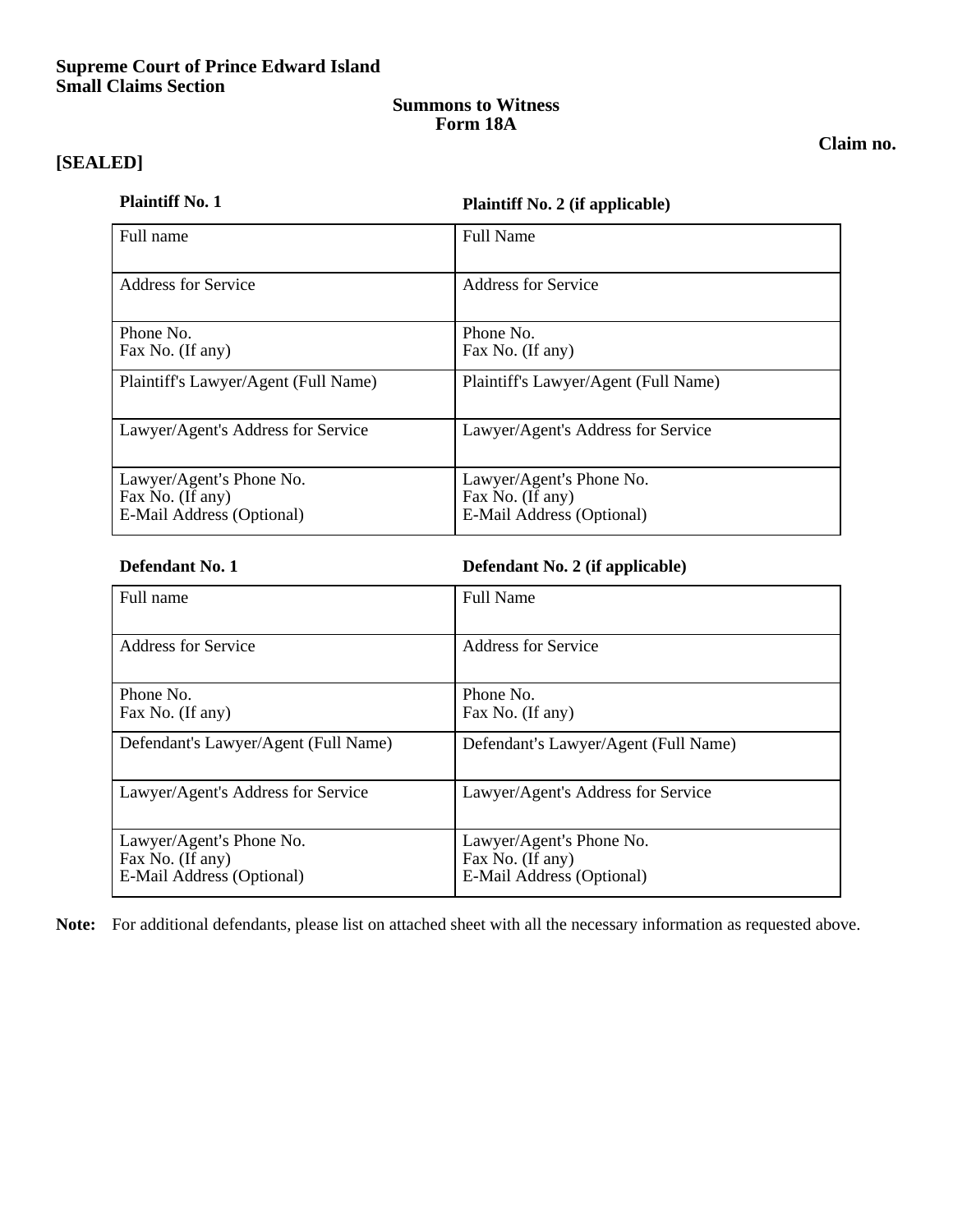**Supreme Court of Prince Edward Island**
**Small Claims Section**

**Summons to Witness**
**Form 18A**

**Claim no.**

**[SEALED]**

| **Plaintiff No. 1** | **Plaintiff No. 2 (if applicable)** |
|---|---|
| Full name | Full Name |
| Address for Service | Address for Service |
| Phone No.<br>Fax No. (If any) | Phone No.<br>Fax No. (If any) |
| Plaintiff's Lawyer/Agent (Full Name) | Plaintiff's Lawyer/Agent (Full Name) |
| Lawyer/Agent's Address for Service | Lawyer/Agent's Address for Service |
| Lawyer/Agent's Phone No.<br>Fax No. (If any)<br>E-Mail Address (Optional) | Lawyer/Agent's Phone No.<br>Fax No. (If any)<br>E-Mail Address (Optional) |

| **Defendant No. 1** | **Defendant No. 2 (if applicable)** |
|---|---|
| Full name | Full Name |
| Address for Service | Address for Service |
| Phone No.<br>Fax No. (If any) | Phone No.<br>Fax No. (If any) |
| Defendant's Lawyer/Agent (Full Name) | Defendant's Lawyer/Agent (Full Name) |
| Lawyer/Agent's Address for Service | Lawyer/Agent's Address for Service |
| Lawyer/Agent's Phone No.<br>Fax No. (If any)<br>E-Mail Address (Optional) | Lawyer/Agent's Phone No.<br>Fax No. (If any)<br>E-Mail Address (Optional) |

**Note:** For additional defendants, please list on attached sheet with all the necessary information as requested above.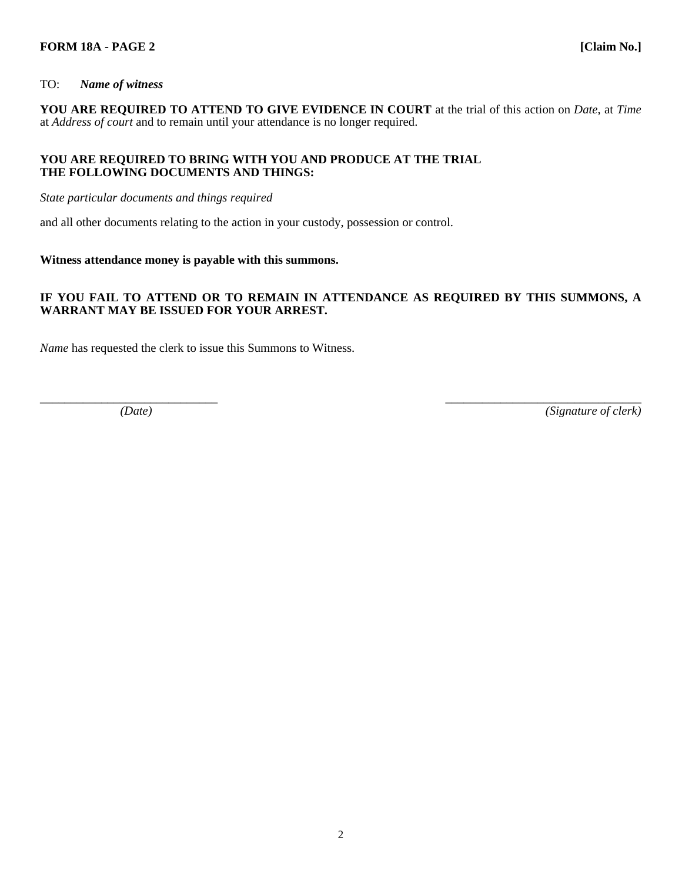**FORM 18A - PAGE 2** **[Claim No.]**

TO: ***Name of witness***

**YOU ARE REQUIRED TO ATTEND TO GIVE EVIDENCE IN COURT** at the trial of this action on *Date*, at *Time* at *Address of court* and to remain until your attendance is no longer required.

**YOU ARE REQUIRED TO BRING WITH YOU AND PRODUCE AT THE TRIAL THE FOLLOWING DOCUMENTS AND THINGS:**

*State particular documents and things required*

and all other documents relating to the action in your custody, possession or control.

**Witness attendance money is payable with this summons.**

**IF YOU FAIL TO ATTEND OR TO REMAIN IN ATTENDANCE AS REQUIRED BY THIS SUMMONS, A WARRANT MAY BE ISSUED FOR YOUR ARREST.**

*Name* has requested the clerk to issue this Summons to Witness.

\_\_\_\_\_\_\_\_\_\_\_\_\_\_\_\_\_\_\_\_\_\_\_\_\_\_\_\_\_\_ \_\_\_\_\_\_\_\_\_\_\_\_\_\_\_\_\_\_\_\_\_\_\_\_\_\_\_\_\_\_\_\_\_\_
*(Date)* *(Signature of clerk)*